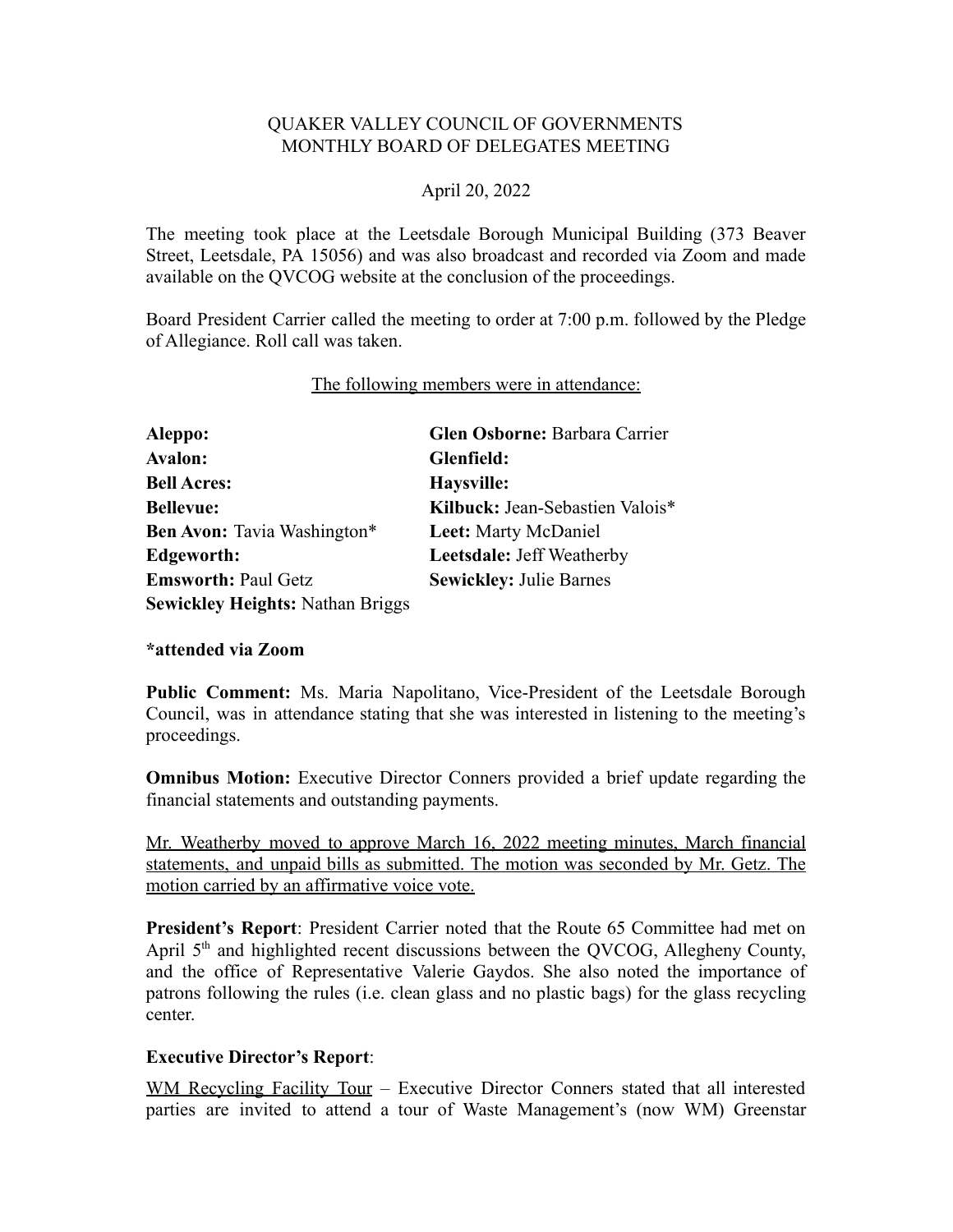QUAKER VALLEY COUNCIL OF GOVERNMENTS
MONTHLY BOARD OF DELEGATES MEETING

April 20, 2022

The meeting took place at the Leetsdale Borough Municipal Building (373 Beaver Street, Leetsdale, PA 15056) and was also broadcast and recorded via Zoom and made available on the QVCOG website at the conclusion of the proceedings.

Board President Carrier called the meeting to order at 7:00 p.m. followed by the Pledge of Allegiance. Roll call was taken.

The following members were in attendance:

| | |
|---|---|
| **Aleppo:** | **Glen Osborne:** Barbara Carrier |
| **Avalon:** | **Glenfield:** |
| **Bell Acres:** | **Haysville:** |
| **Bellevue:** | **Kilbuck:** Jean-Sebastien Valois* |
| **Ben Avon:** Tavia Washington* | **Leet:** Marty McDaniel |
| **Edgeworth:** | **Leetsdale:** Jeff Weatherby |
| **Emsworth:** Paul Getz | **Sewickley:** Julie Barnes |
| **Sewickley Heights:** Nathan Briggs | |

**\*attended via Zoom**

**Public Comment:** Ms. Maria Napolitano, Vice-President of the Leetsdale Borough Council, was in attendance stating that she was interested in listening to the meeting's proceedings.

**Omnibus Motion:** Executive Director Conners provided a brief update regarding the financial statements and outstanding payments.

Mr. Weatherby moved to approve March 16, 2022 meeting minutes, March financial statements, and unpaid bills as submitted. The motion was seconded by Mr. Getz. The motion carried by an affirmative voice vote.

**President's Report**: President Carrier noted that the Route 65 Committee had met on April 5th and highlighted recent discussions between the QVCOG, Allegheny County, and the office of Representative Valerie Gaydos. She also noted the importance of patrons following the rules (i.e. clean glass and no plastic bags) for the glass recycling center.

**Executive Director's Report**:

WM Recycling Facility Tour – Executive Director Conners stated that all interested parties are invited to attend a tour of Waste Management's (now WM) Greenstar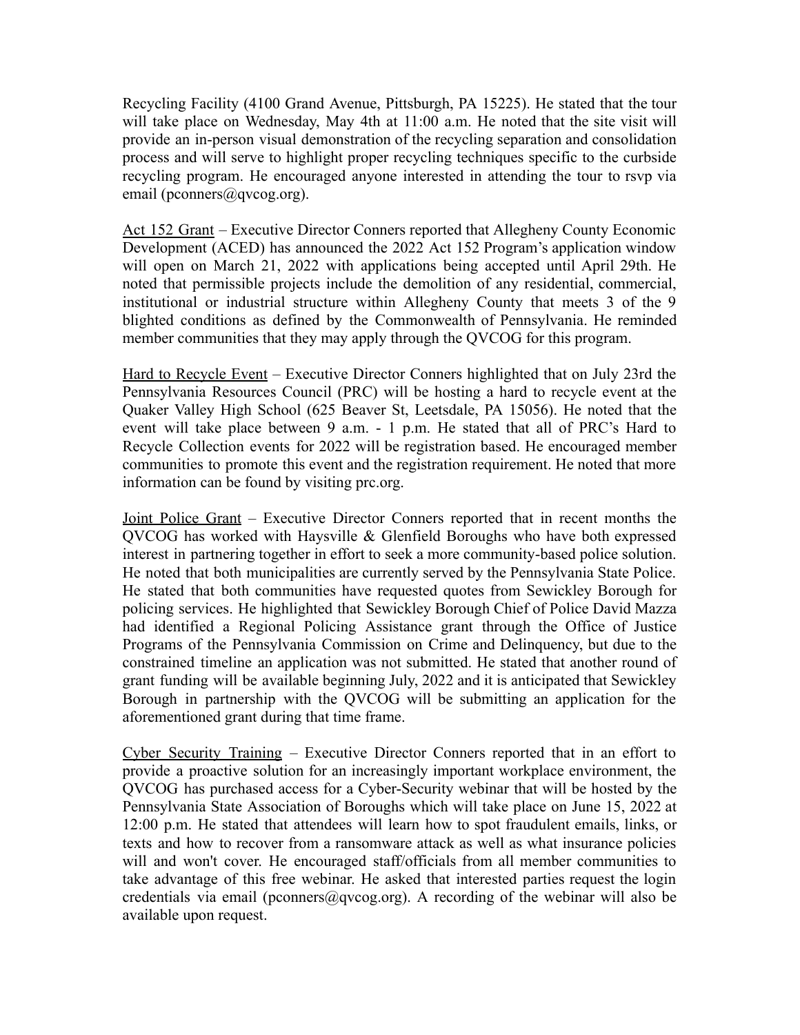Recycling Facility (4100 Grand Avenue, Pittsburgh, PA 15225). He stated that the tour will take place on Wednesday, May 4th at 11:00 a.m. He noted that the site visit will provide an in-person visual demonstration of the recycling separation and consolidation process and will serve to highlight proper recycling techniques specific to the curbside recycling program. He encouraged anyone interested in attending the tour to rsvp via email (pconners@qvcog.org).

Act 152 Grant – Executive Director Conners reported that Allegheny County Economic Development (ACED) has announced the 2022 Act 152 Program's application window will open on March 21, 2022 with applications being accepted until April 29th. He noted that permissible projects include the demolition of any residential, commercial, institutional or industrial structure within Allegheny County that meets 3 of the 9 blighted conditions as defined by the Commonwealth of Pennsylvania. He reminded member communities that they may apply through the QVCOG for this program.

Hard to Recycle Event – Executive Director Conners highlighted that on July 23rd the Pennsylvania Resources Council (PRC) will be hosting a hard to recycle event at the Quaker Valley High School (625 Beaver St, Leetsdale, PA 15056). He noted that the event will take place between 9 a.m. - 1 p.m. He stated that all of PRC's Hard to Recycle Collection events for 2022 will be registration based. He encouraged member communities to promote this event and the registration requirement. He noted that more information can be found by visiting prc.org.

Joint Police Grant – Executive Director Conners reported that in recent months the QVCOG has worked with Haysville & Glenfield Boroughs who have both expressed interest in partnering together in effort to seek a more community-based police solution. He noted that both municipalities are currently served by the Pennsylvania State Police. He stated that both communities have requested quotes from Sewickley Borough for policing services. He highlighted that Sewickley Borough Chief of Police David Mazza had identified a Regional Policing Assistance grant through the Office of Justice Programs of the Pennsylvania Commission on Crime and Delinquency, but due to the constrained timeline an application was not submitted. He stated that another round of grant funding will be available beginning July, 2022 and it is anticipated that Sewickley Borough in partnership with the QVCOG will be submitting an application for the aforementioned grant during that time frame.

Cyber Security Training – Executive Director Conners reported that in an effort to provide a proactive solution for an increasingly important workplace environment, the QVCOG has purchased access for a Cyber-Security webinar that will be hosted by the Pennsylvania State Association of Boroughs which will take place on June 15, 2022 at 12:00 p.m. He stated that attendees will learn how to spot fraudulent emails, links, or texts and how to recover from a ransomware attack as well as what insurance policies will and won't cover. He encouraged staff/officials from all member communities to take advantage of this free webinar. He asked that interested parties request the login credentials via email (pconners@qvcog.org). A recording of the webinar will also be available upon request.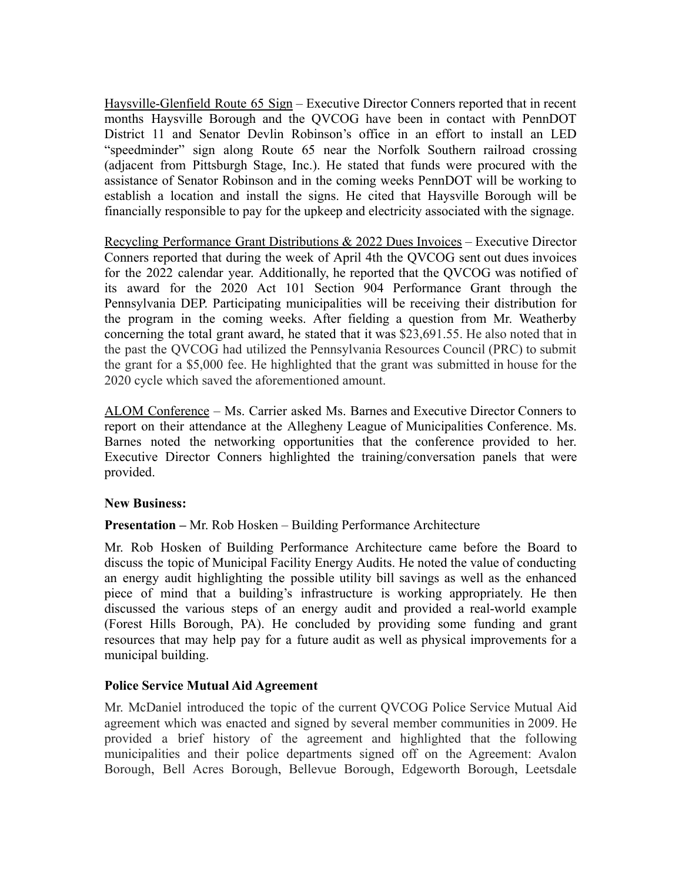Haysville-Glenfield Route 65 Sign – Executive Director Conners reported that in recent months Haysville Borough and the QVCOG have been in contact with PennDOT District 11 and Senator Devlin Robinson's office in an effort to install an LED "speedminder" sign along Route 65 near the Norfolk Southern railroad crossing (adjacent from Pittsburgh Stage, Inc.). He stated that funds were procured with the assistance of Senator Robinson and in the coming weeks PennDOT will be working to establish a location and install the signs. He cited that Haysville Borough will be financially responsible to pay for the upkeep and electricity associated with the signage.

Recycling Performance Grant Distributions & 2022 Dues Invoices – Executive Director Conners reported that during the week of April 4th the QVCOG sent out dues invoices for the 2022 calendar year. Additionally, he reported that the QVCOG was notified of its award for the 2020 Act 101 Section 904 Performance Grant through the Pennsylvania DEP. Participating municipalities will be receiving their distribution for the program in the coming weeks. After fielding a question from Mr. Weatherby concerning the total grant award, he stated that it was $23,691.55. He also noted that in the past the QVCOG had utilized the Pennsylvania Resources Council (PRC) to submit the grant for a $5,000 fee. He highlighted that the grant was submitted in house for the 2020 cycle which saved the aforementioned amount.

ALOM Conference – Ms. Carrier asked Ms. Barnes and Executive Director Conners to report on their attendance at the Allegheny League of Municipalities Conference. Ms. Barnes noted the networking opportunities that the conference provided to her. Executive Director Conners highlighted the training/conversation panels that were provided.

**New Business:**

**Presentation –** Mr. Rob Hosken – Building Performance Architecture

Mr. Rob Hosken of Building Performance Architecture came before the Board to discuss the topic of Municipal Facility Energy Audits. He noted the value of conducting an energy audit highlighting the possible utility bill savings as well as the enhanced piece of mind that a building's infrastructure is working appropriately. He then discussed the various steps of an energy audit and provided a real-world example (Forest Hills Borough, PA). He concluded by providing some funding and grant resources that may help pay for a future audit as well as physical improvements for a municipal building.

**Police Service Mutual Aid Agreement**

Mr. McDaniel introduced the topic of the current QVCOG Police Service Mutual Aid agreement which was enacted and signed by several member communities in 2009. He provided a brief history of the agreement and highlighted that the following municipalities and their police departments signed off on the Agreement: Avalon Borough, Bell Acres Borough, Bellevue Borough, Edgeworth Borough, Leetsdale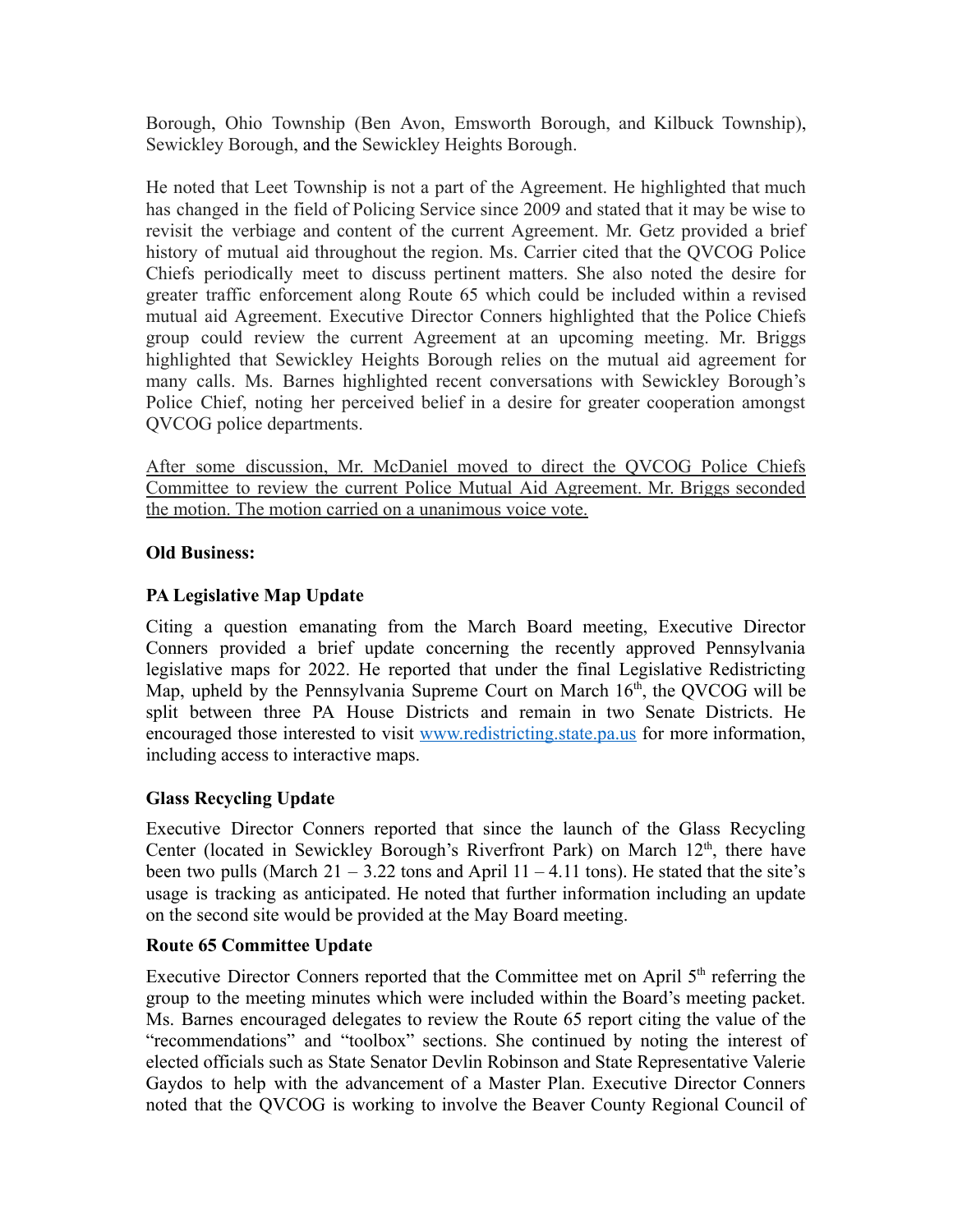Borough, Ohio Township (Ben Avon, Emsworth Borough, and Kilbuck Township), Sewickley Borough, and the Sewickley Heights Borough.

He noted that Leet Township is not a part of the Agreement. He highlighted that much has changed in the field of Policing Service since 2009 and stated that it may be wise to revisit the verbiage and content of the current Agreement. Mr. Getz provided a brief history of mutual aid throughout the region. Ms. Carrier cited that the QVCOG Police Chiefs periodically meet to discuss pertinent matters. She also noted the desire for greater traffic enforcement along Route 65 which could be included within a revised mutual aid Agreement. Executive Director Conners highlighted that the Police Chiefs group could review the current Agreement at an upcoming meeting. Mr. Briggs highlighted that Sewickley Heights Borough relies on the mutual aid agreement for many calls. Ms. Barnes highlighted recent conversations with Sewickley Borough's Police Chief, noting her perceived belief in a desire for greater cooperation amongst QVCOG police departments.

<u>After some discussion, Mr. McDaniel moved to direct the QVCOG Police Chiefs Committee to review the current Police Mutual Aid Agreement. Mr. Briggs seconded the motion. The motion carried on a unanimous voice vote.</u>

**Old Business:**

**PA Legislative Map Update**

Citing a question emanating from the March Board meeting, Executive Director Conners provided a brief update concerning the recently approved Pennsylvania legislative maps for 2022. He reported that under the final Legislative Redistricting Map, upheld by the Pennsylvania Supreme Court on March 16th, the QVCOG will be split between three PA House Districts and remain in two Senate Districts. He encouraged those interested to visit www.redistricting.state.pa.us for more information, including access to interactive maps.

**Glass Recycling Update**

Executive Director Conners reported that since the launch of the Glass Recycling Center (located in Sewickley Borough's Riverfront Park) on March 12th, there have been two pulls (March 21 – 3.22 tons and April 11 – 4.11 tons). He stated that the site's usage is tracking as anticipated. He noted that further information including an update on the second site would be provided at the May Board meeting.

**Route 65 Committee Update**

Executive Director Conners reported that the Committee met on April 5th referring the group to the meeting minutes which were included within the Board's meeting packet. Ms. Barnes encouraged delegates to review the Route 65 report citing the value of the "recommendations" and "toolbox" sections. She continued by noting the interest of elected officials such as State Senator Devlin Robinson and State Representative Valerie Gaydos to help with the advancement of a Master Plan. Executive Director Conners noted that the QVCOG is working to involve the Beaver County Regional Council of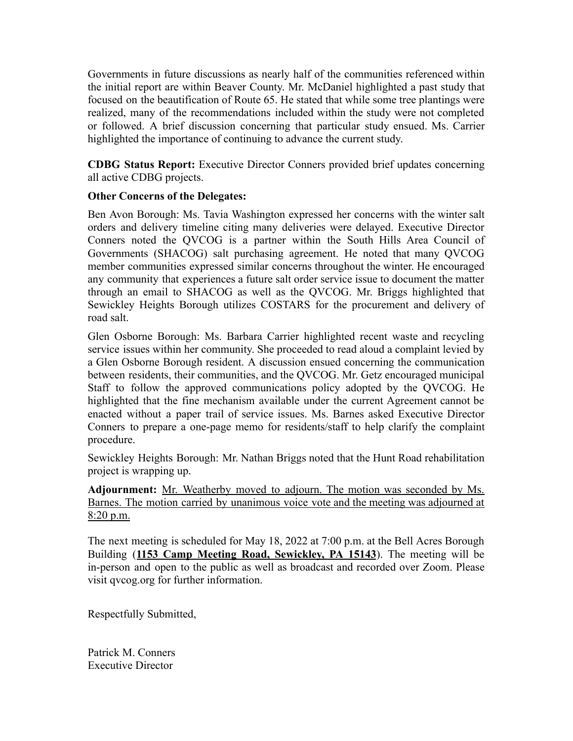Governments in future discussions as nearly half of the communities referenced within the initial report are within Beaver County. Mr. McDaniel highlighted a past study that focused on the beautification of Route 65. He stated that while some tree plantings were realized, many of the recommendations included within the study were not completed or followed. A brief discussion concerning that particular study ensued. Ms. Carrier highlighted the importance of continuing to advance the current study.

**CDBG Status Report:** Executive Director Conners provided brief updates concerning all active CDBG projects.

**Other Concerns of the Delegates:**

Ben Avon Borough: Ms. Tavia Washington expressed her concerns with the winter salt orders and delivery timeline citing many deliveries were delayed. Executive Director Conners noted the QVCOG is a partner within the South Hills Area Council of Governments (SHACOG) salt purchasing agreement. He noted that many QVCOG member communities expressed similar concerns throughout the winter. He encouraged any community that experiences a future salt order service issue to document the matter through an email to SHACOG as well as the QVCOG. Mr. Briggs highlighted that Sewickley Heights Borough utilizes COSTARS for the procurement and delivery of road salt.

Glen Osborne Borough: Ms. Barbara Carrier highlighted recent waste and recycling service issues within her community. She proceeded to read aloud a complaint levied by a Glen Osborne Borough resident. A discussion ensued concerning the communication between residents, their communities, and the QVCOG. Mr. Getz encouraged municipal Staff to follow the approved communications policy adopted by the QVCOG. He highlighted that the fine mechanism available under the current Agreement cannot be enacted without a paper trail of service issues. Ms. Barnes asked Executive Director Conners to prepare a one-page memo for residents/staff to help clarify the complaint procedure.

Sewickley Heights Borough: Mr. Nathan Briggs noted that the Hunt Road rehabilitation project is wrapping up.

**Adjournment:** Mr. Weatherby moved to adjourn. The motion was seconded by Ms. Barnes. The motion carried by unanimous voice vote and the meeting was adjourned at 8:20 p.m.

The next meeting is scheduled for May 18, 2022 at 7:00 p.m. at the Bell Acres Borough Building (**1153 Camp Meeting Road, Sewickley, PA 15143**). The meeting will be in-person and open to the public as well as broadcast and recorded over Zoom. Please visit qvcog.org for further information.

Respectfully Submitted,

Patrick M. Conners
Executive Director